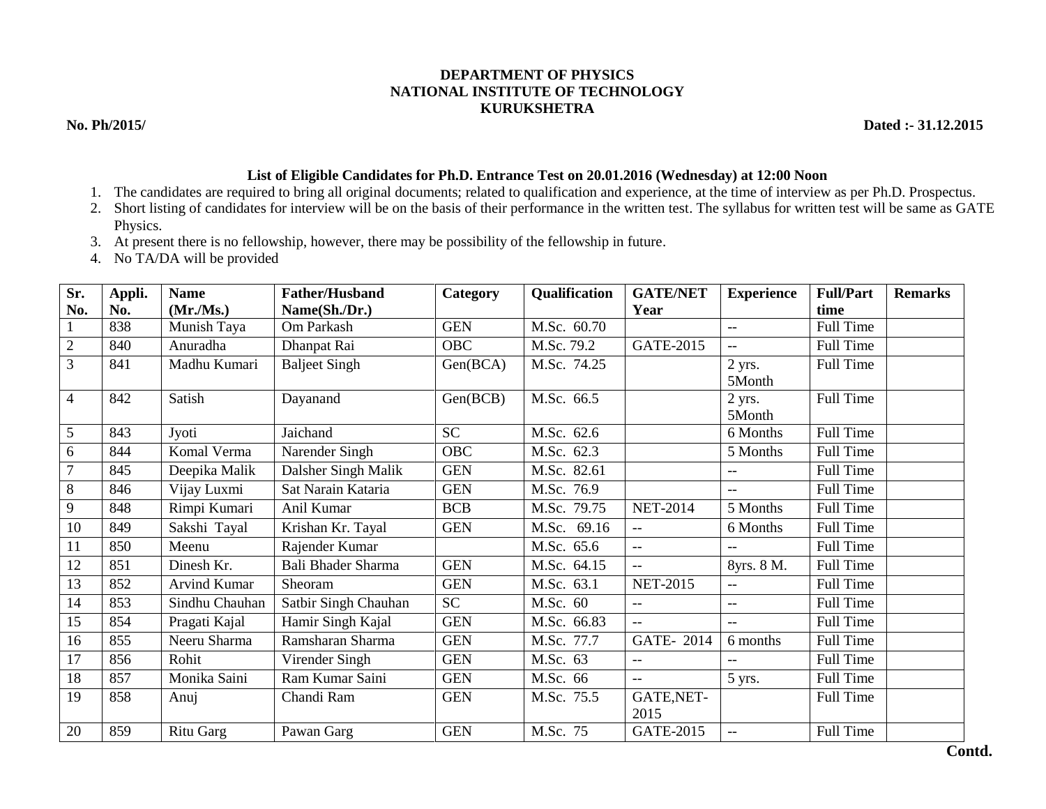**DEPARTMENT OF PHYSICS**
**NATIONAL INSTITUTE OF TECHNOLOGY**
**KURUKSHETRA**

**No. Ph/2015/** **Dated :- 31.12.2015**

**List of Eligible Candidates for Ph.D. Entrance Test on 20.01.2016 (Wednesday) at 12:00 Noon**

1. The candidates are required to bring all original documents; related to qualification and experience, at the time of interview as per Ph.D. Prospectus.
2. Short listing of candidates for interview will be on the basis of their performance in the written test. The syllabus for written test will be same as GATE Physics.
3. At present there is no fellowship, however, there may be possibility of the fellowship in future.
4. No TA/DA will be provided

| Sr. No. | Appli. No. | Name (Mr./Ms.) | Father/Husband Name(Sh./Dr.) | Category | Qualification | GATE/NET Year | Experience | Full/Part time | Remarks |
|---|---|---|---|---|---|---|---|---|---|
| 1 | 838 | Munish Taya | Om Parkash | GEN | M.Sc. 60.70 | | -- | Full Time | |
| 2 | 840 | Anuradha | Dhanpat Rai | OBC | M.Sc. 79.2 | GATE-2015 | -- | Full Time | |
| 3 | 841 | Madhu Kumari | Baljeet Singh | Gen(BCA) | M.Sc. 74.25 | | 2 yrs. 5Month | Full Time | |
| 4 | 842 | Satish | Dayanand | Gen(BCB) | M.Sc. 66.5 | | 2 yrs. 5Month | Full Time | |
| 5 | 843 | Jyoti | Jaichand | SC | M.Sc. 62.6 | | 6 Months | Full Time | |
| 6 | 844 | Komal Verma | Narender Singh | OBC | M.Sc. 62.3 | | 5 Months | Full Time | |
| 7 | 845 | Deepika Malik | Dalsher Singh Malik | GEN | M.Sc. 82.61 | | -- | Full Time | |
| 8 | 846 | Vijay Luxmi | Sat Narain Kataria | GEN | M.Sc. 76.9 | | -- | Full Time | |
| 9 | 848 | Rimpi Kumari | Anil Kumar | BCB | M.Sc. 79.75 | NET-2014 | 5 Months | Full Time | |
| 10 | 849 | Sakshi Tayal | Krishan Kr. Tayal | GEN | M.Sc. 69.16 | -- | 6 Months | Full Time | |
| 11 | 850 | Meenu | Rajender Kumar | | M.Sc. 65.6 | -- | -- | Full Time | |
| 12 | 851 | Dinesh Kr. | Bali Bhader Sharma | GEN | M.Sc. 64.15 | -- | 8yrs. 8 M. | Full Time | |
| 13 | 852 | Arvind Kumar | Sheoram | GEN | M.Sc. 63.1 | NET-2015 | -- | Full Time | |
| 14 | 853 | Sindhu Chauhan | Satbir Singh Chauhan | SC | M.Sc. 60 | -- | -- | Full Time | |
| 15 | 854 | Pragati Kajal | Hamir Singh Kajal | GEN | M.Sc. 66.83 | -- | -- | Full Time | |
| 16 | 855 | Neeru Sharma | Ramsharan Sharma | GEN | M.Sc. 77.7 | GATE- 2014 | 6 months | Full Time | |
| 17 | 856 | Rohit | Virender Singh | GEN | M.Sc. 63 | -- | -- | Full Time | |
| 18 | 857 | Monika Saini | Ram Kumar Saini | GEN | M.Sc. 66 | -- | 5 yrs. | Full Time | |
| 19 | 858 | Anuj | Chandi Ram | GEN | M.Sc. 75.5 | GATE,NET-2015 | | Full Time | |
| 20 | 859 | Ritu Garg | Pawan Garg | GEN | M.Sc. 75 | GATE-2015 | -- | Full Time | |

**Contd.**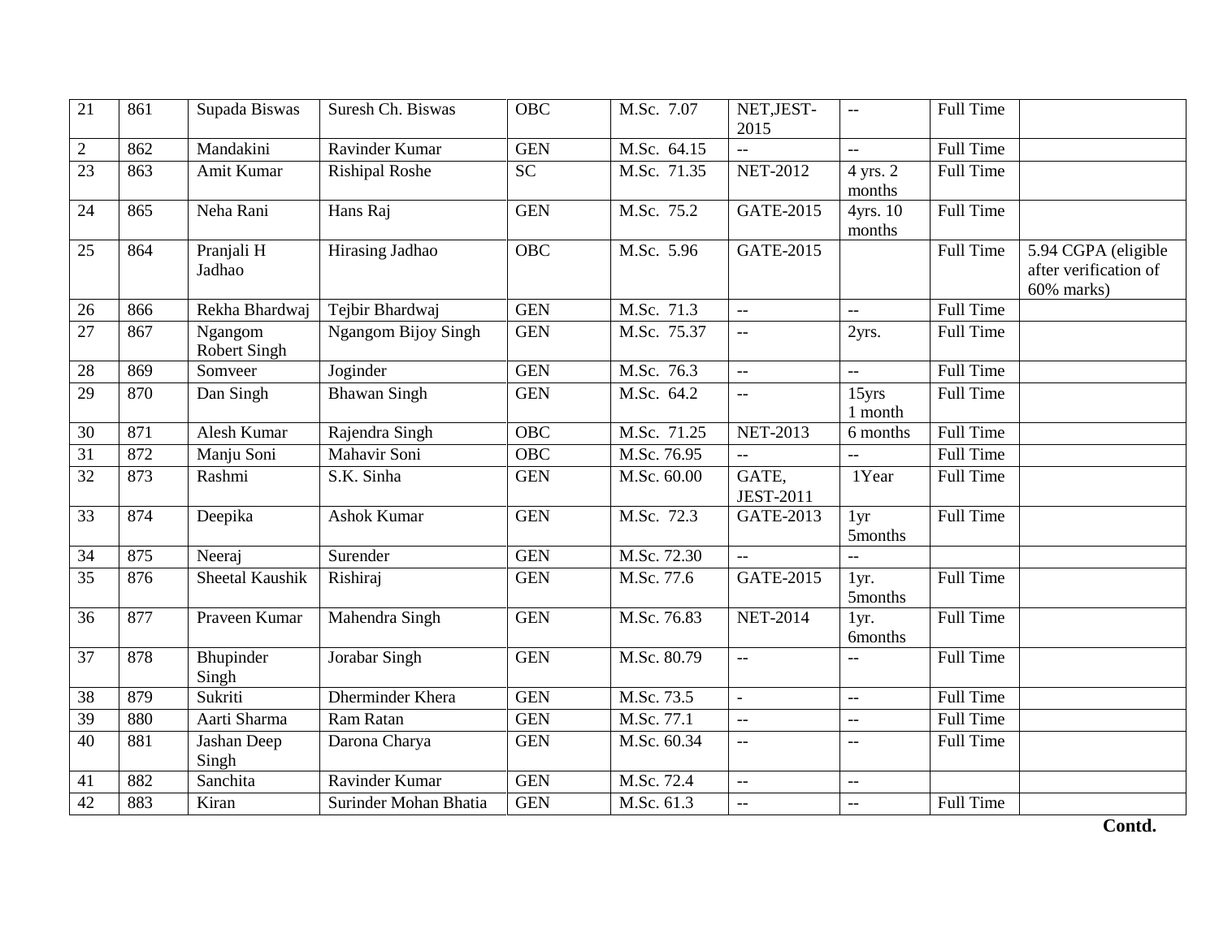| | | | | | | | | | |
|---|---|---|---|---|---|---|---|---|---|
| 21 | 861 | Supada Biswas | Suresh Ch. Biswas | OBC | M.Sc. 7.07 | NET,JEST-2015 | -- | Full Time | |
| 2 | 862 | Mandakini | Ravinder Kumar | GEN | M.Sc. 64.15 | -- | -- | Full Time | |
| 23 | 863 | Amit Kumar | Rishipal Roshe | SC | M.Sc. 71.35 | NET-2012 | 4 yrs. 2 months | Full Time | |
| 24 | 865 | Neha Rani | Hans Raj | GEN | M.Sc. 75.2 | GATE-2015 | 4yrs. 10 months | Full Time | |
| 25 | 864 | Pranjali H Jadhao | Hirasing Jadhao | OBC | M.Sc. 5.96 | GATE-2015 | | Full Time | 5.94 CGPA (eligible after verification of 60% marks) |
| 26 | 866 | Rekha Bhardwaj | Tejbir Bhardwaj | GEN | M.Sc. 71.3 | -- | -- | Full Time | |
| 27 | 867 | Ngangom Robert Singh | Ngangom Bijoy Singh | GEN | M.Sc. 75.37 | -- | 2yrs. | Full Time | |
| 28 | 869 | Somveer | Joginder | GEN | M.Sc. 76.3 | -- | -- | Full Time | |
| 29 | 870 | Dan Singh | Bhawan Singh | GEN | M.Sc. 64.2 | -- | 15yrs 1 month | Full Time | |
| 30 | 871 | Alesh Kumar | Rajendra Singh | OBC | M.Sc. 71.25 | NET-2013 | 6 months | Full Time | |
| 31 | 872 | Manju Soni | Mahavir Soni | OBC | M.Sc. 76.95 | -- | -- | Full Time | |
| 32 | 873 | Rashmi | S.K. Sinha | GEN | M.Sc. 60.00 | GATE, JEST-2011 | 1Year | Full Time | |
| 33 | 874 | Deepika | Ashok Kumar | GEN | M.Sc. 72.3 | GATE-2013 | 1yr 5months | Full Time | |
| 34 | 875 | Neeraj | Surender | GEN | M.Sc. 72.30 | -- | -- | | |
| 35 | 876 | Sheetal Kaushik | Rishiraj | GEN | M.Sc. 77.6 | GATE-2015 | 1yr. 5months | Full Time | |
| 36 | 877 | Praveen Kumar | Mahendra Singh | GEN | M.Sc. 76.83 | NET-2014 | 1yr. 6months | Full Time | |
| 37 | 878 | Bhupinder Singh | Jorabar Singh | GEN | M.Sc. 80.79 | -- | -- | Full Time | |
| 38 | 879 | Sukriti | Dherminder Khera | GEN | M.Sc. 73.5 | - | -- | Full Time | |
| 39 | 880 | Aarti Sharma | Ram Ratan | GEN | M.Sc. 77.1 | -- | -- | Full Time | |
| 40 | 881 | Jashan Deep Singh | Darona Charya | GEN | M.Sc. 60.34 | -- | -- | Full Time | |
| 41 | 882 | Sanchita | Ravinder Kumar | GEN | M.Sc. 72.4 | -- | -- | | |
| 42 | 883 | Kiran | Surinder Mohan Bhatia | GEN | M.Sc. 61.3 | -- | -- | Full Time | |

**Contd.**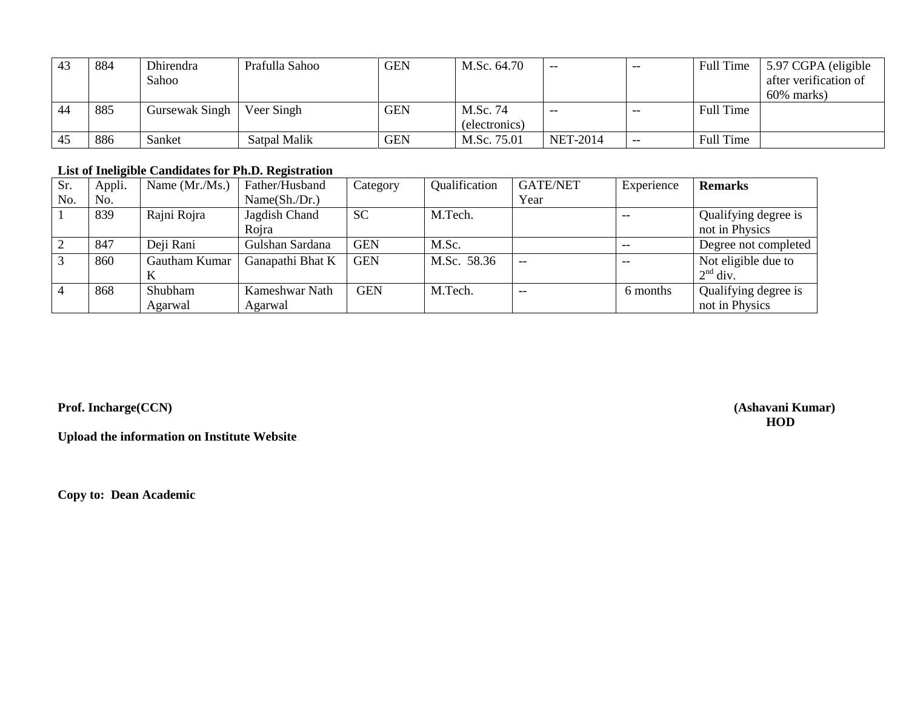| | | | | | | | | | |
|---|---|---|---|---|---|---|---|---|---|
| 43 | 884 | Dhirendra Sahoo | Prafulla Sahoo | GEN | M.Sc. 64.70 | -- | -- | Full Time | 5.97 CGPA (eligible after verification of 60% marks) |
| 44 | 885 | Gursewak Singh | Veer Singh | GEN | M.Sc. 74 (electronics) | -- | -- | Full Time | |
| 45 | 886 | Sanket | Satpal Malik | GEN | M.Sc. 75.01 | NET-2014 | -- | Full Time | |

**List of Ineligible Candidates for Ph.D. Registration**

| Sr. No. | Appli. No. | Name (Mr./Ms.) | Father/Husband Name(Sh./Dr.) | Category | Qualification | GATE/NET Year | Experience | **Remarks** |
|---|---|---|---|---|---|---|---|---|
| 1 | 839 | Rajni Rojra | Jagdish Chand Rojra | SC | M.Tech. | | -- | Qualifying degree is not in Physics |
| 2 | 847 | Deji Rani | Gulshan Sardana | GEN | M.Sc. | | -- | Degree not completed |
| 3 | 860 | Gautham Kumar K | Ganapathi Bhat K | GEN | M.Sc. 58.36 | -- | -- | Not eligible due to 2nd div. |
| 4 | 868 | Shubham Agarwal | Kameshwar Nath Agarwal | GEN | M.Tech. | -- | 6 months | Qualifying degree is not in Physics |

**Prof. Incharge(CCN)**

**Upload the information on Institute Website**

**(Ashavani Kumar)**
**HOD**

**Copy to: Dean Academic**